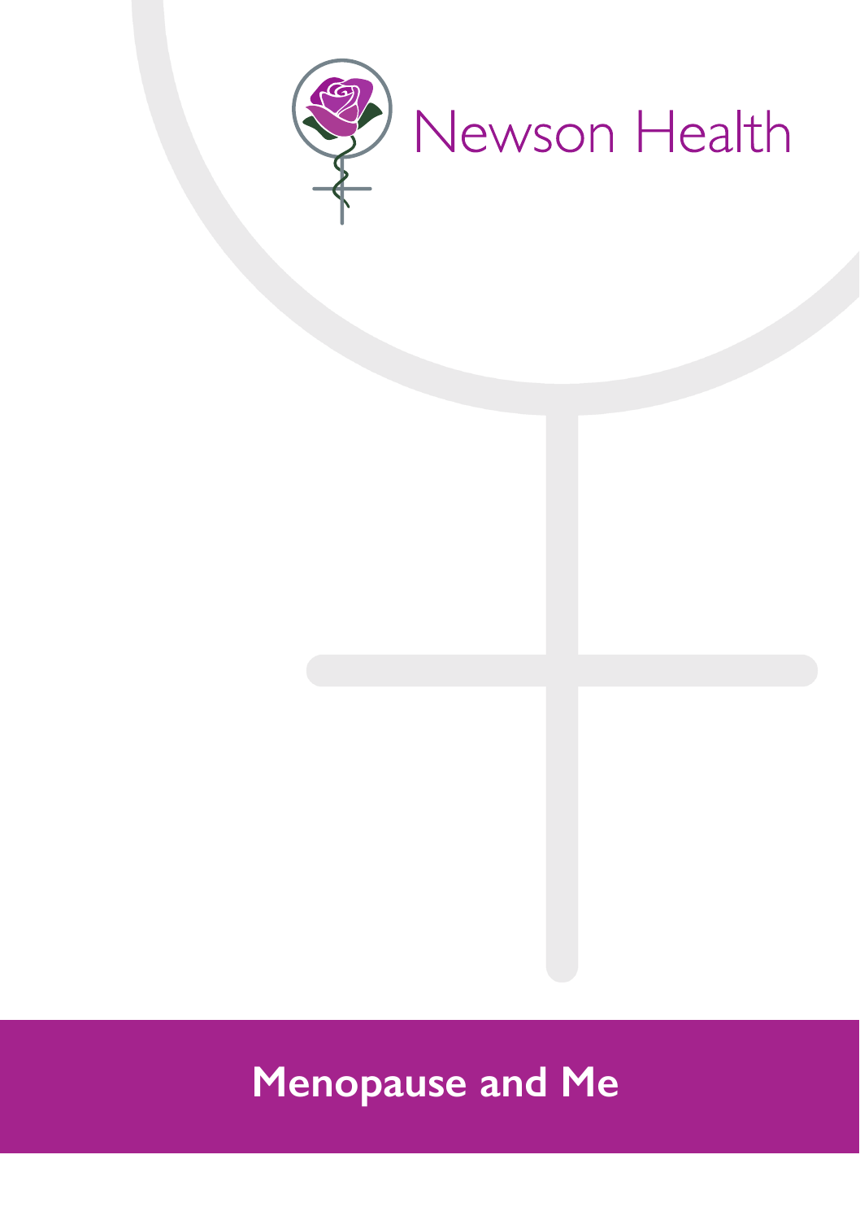Newson Health

# Menopause and Me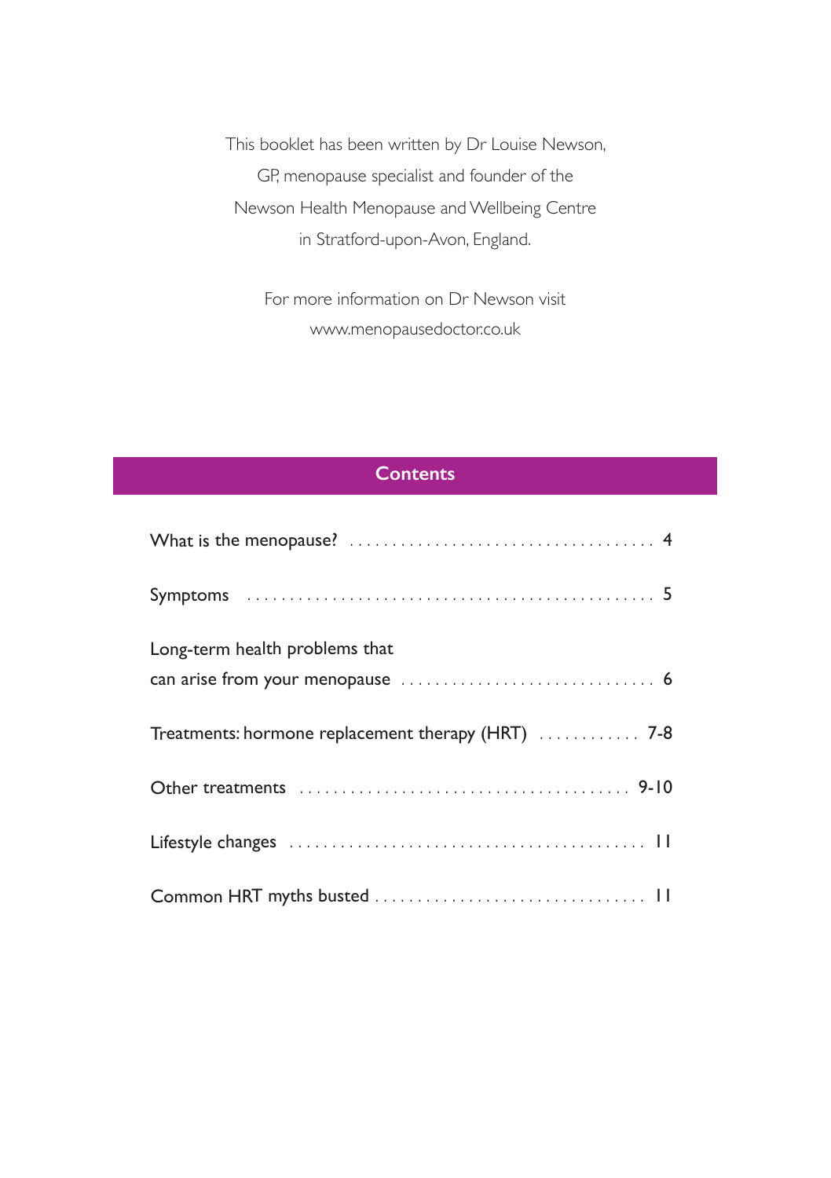This booklet has been written by Dr Louise Newson,
GP, menopause specialist and founder of the
Newson Health Menopause and Wellbeing Centre
in Stratford-upon-Avon, England.

For more information on Dr Newson visit
www.menopausedoctor.co.uk

## Contents

What is the menopause? . . . . . . . . . . . . . . . . . . . . . . . . . . . . . . . . . . . 4

Symptoms . . . . . . . . . . . . . . . . . . . . . . . . . . . . . . . . . . . . . . . . . . . . . . . 5

Long-term health problems that
can arise from your menopause . . . . . . . . . . . . . . . . . . . . . . . . . . . . . 6

Treatments: hormone replacement therapy (HRT) . . . . . . . . . . . . 7-8

Other treatments . . . . . . . . . . . . . . . . . . . . . . . . . . . . . . . . . . . . . . 9-10

Lifestyle changes . . . . . . . . . . . . . . . . . . . . . . . . . . . . . . . . . . . . . . . . 11

Common HRT myths busted . . . . . . . . . . . . . . . . . . . . . . . . . . . . . . . 11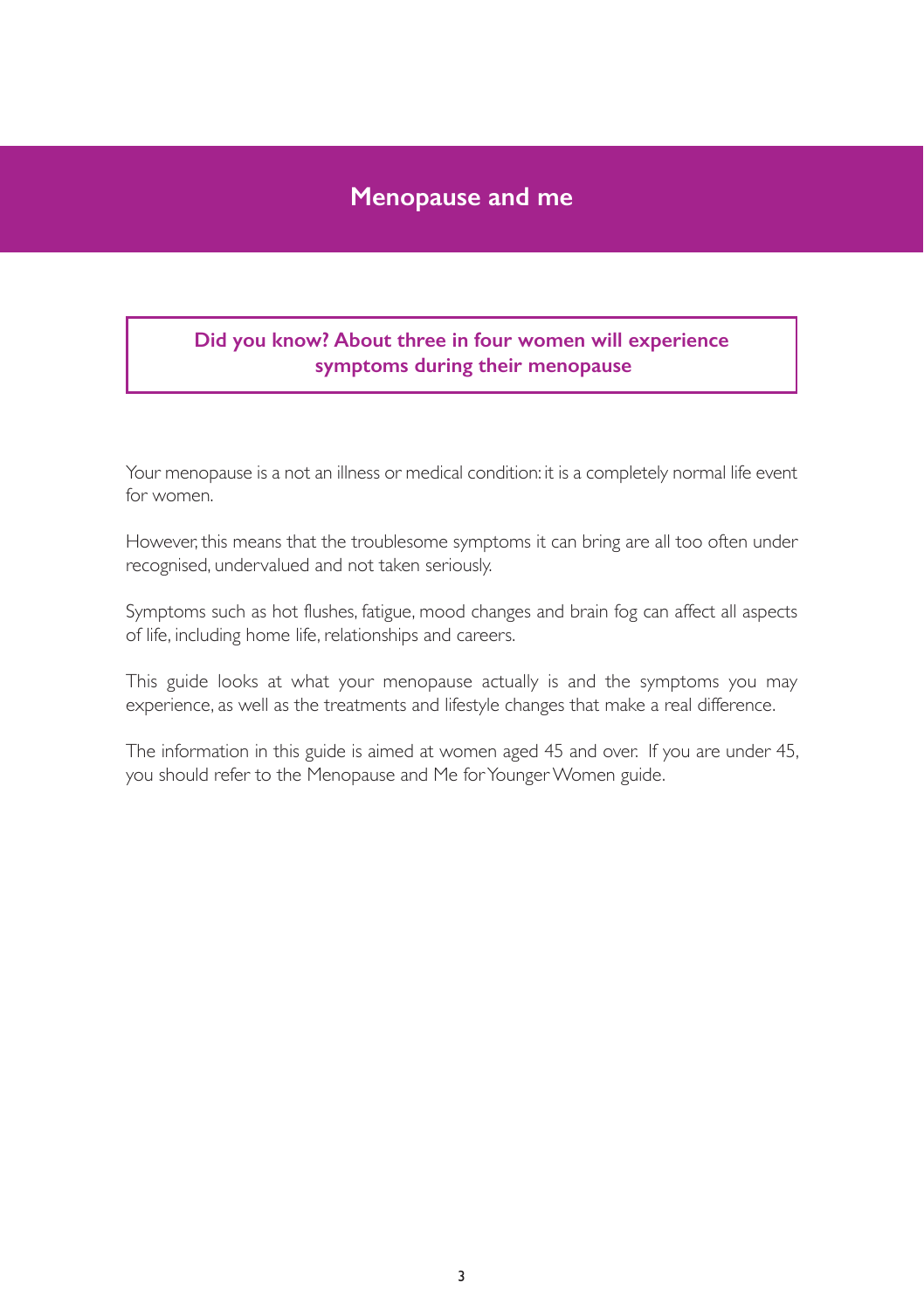# Menopause and me

**Did you know? About three in four women will experience symptoms during their menopause**

Your menopause is a not an illness or medical condition: it is a completely normal life event for women.

However, this means that the troublesome symptoms it can bring are all too often under recognised, undervalued and not taken seriously.

Symptoms such as hot flushes, fatigue, mood changes and brain fog can affect all aspects of life, including home life, relationships and careers.

This guide looks at what your menopause actually is and the symptoms you may experience, as well as the treatments and lifestyle changes that make a real difference.

The information in this guide is aimed at women aged 45 and over. If you are under 45, you should refer to the Menopause and Me for Younger Women guide.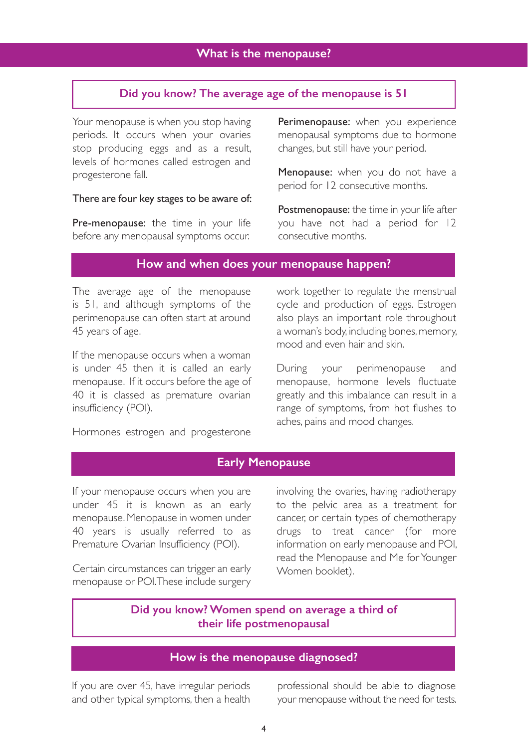## What is the menopause?

**Did you know? The average age of the menopause is 51**

Your menopause is when you stop having periods. It occurs when your ovaries stop producing eggs and as a result, levels of hormones called estrogen and progesterone fall.

There are four key stages to be aware of:

**Pre-menopause:** the time in your life before any menopausal symptoms occur.

**Perimenopause:** when you experience menopausal symptoms due to hormone changes, but still have your period.

**Menopause:** when you do not have a period for 12 consecutive months.

**Postmenopause:** the time in your life after you have not had a period for 12 consecutive months.

## How and when does your menopause happen?

The average age of the menopause is 51, and although symptoms of the perimenopause can often start at around 45 years of age.

If the menopause occurs when a woman is under 45 then it is called an early menopause. If it occurs before the age of 40 it is classed as premature ovarian insufficiency (POI).

Hormones estrogen and progesterone work together to regulate the menstrual cycle and production of eggs. Estrogen also plays an important role throughout a woman's body, including bones, memory, mood and even hair and skin.

During your perimenopause and menopause, hormone levels fluctuate greatly and this imbalance can result in a range of symptoms, from hot flushes to aches, pains and mood changes.

## Early Menopause

If your menopause occurs when you are under 45 it is known as an early menopause. Menopause in women under 40 years is usually referred to as Premature Ovarian Insufficiency (POI).

Certain circumstances can trigger an early menopause or POI. These include surgery involving the ovaries, having radiotherapy to the pelvic area as a treatment for cancer, or certain types of chemotherapy drugs to treat cancer (for more information on early menopause and POI, read the Menopause and Me for Younger Women booklet).

**Did you know? Women spend on average a third of their life postmenopausal**

## How is the menopause diagnosed?

If you are over 45, have irregular periods and other typical symptoms, then a health professional should be able to diagnose your menopause without the need for tests.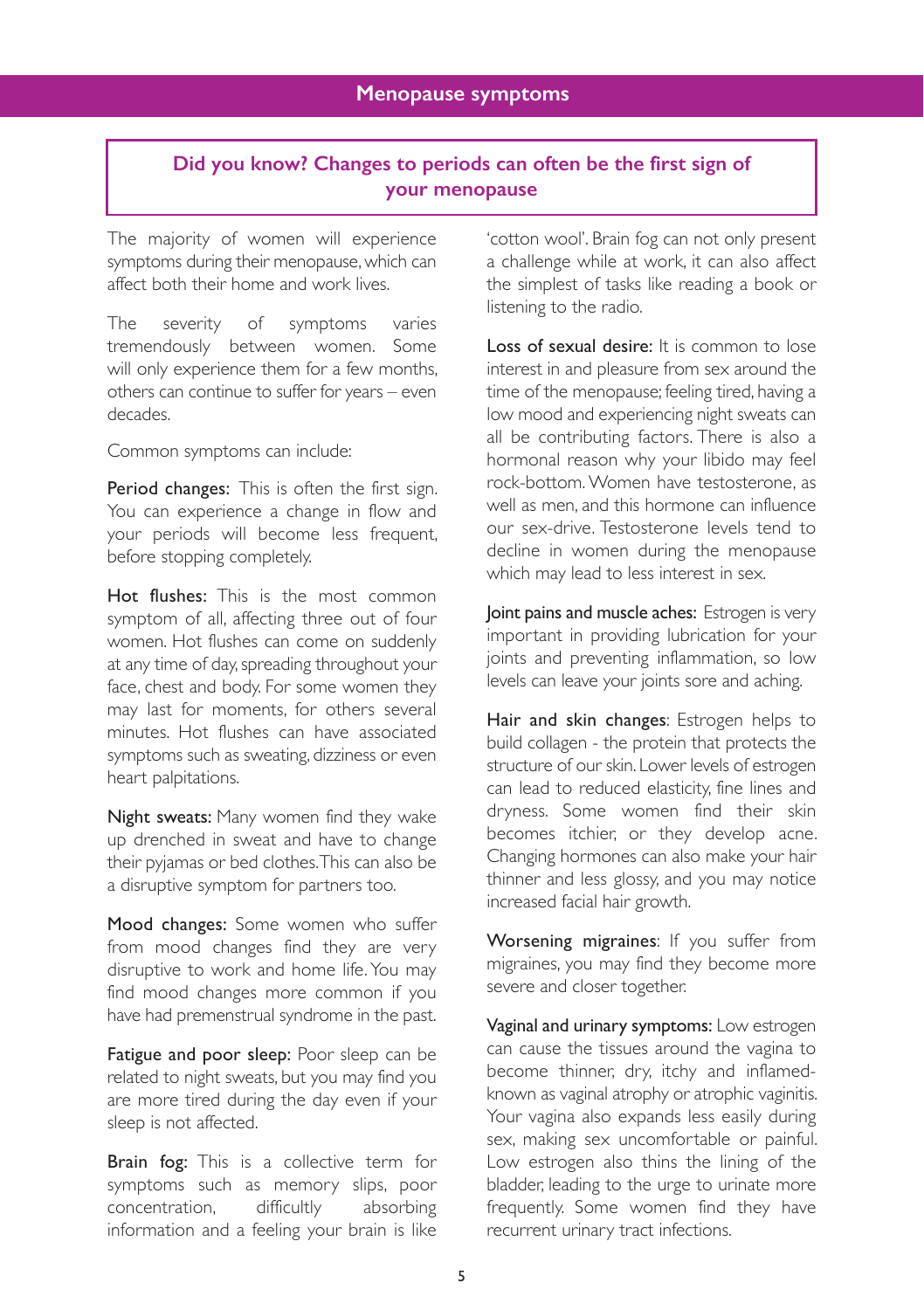# Menopause symptoms

**Did you know? Changes to periods can often be the first sign of your menopause**

The majority of women will experience symptoms during their menopause, which can affect both their home and work lives.

The severity of symptoms varies tremendously between women. Some will only experience them for a few months, others can continue to suffer for years – even decades.

Common symptoms can include:

**Period changes:** This is often the first sign. You can experience a change in flow and your periods will become less frequent, before stopping completely.

**Hot flushes:** This is the most common symptom of all, affecting three out of four women. Hot flushes can come on suddenly at any time of day, spreading throughout your face, chest and body. For some women they may last for moments, for others several minutes. Hot flushes can have associated symptoms such as sweating, dizziness or even heart palpitations.

**Night sweats:** Many women find they wake up drenched in sweat and have to change their pyjamas or bed clothes. This can also be a disruptive symptom for partners too.

**Mood changes:** Some women who suffer from mood changes find they are very disruptive to work and home life. You may find mood changes more common if you have had premenstrual syndrome in the past.

**Fatigue and poor sleep:** Poor sleep can be related to night sweats, but you may find you are more tired during the day even if your sleep is not affected.

**Brain fog:** This is a collective term for symptoms such as memory slips, poor concentration, difficulty absorbing information and a feeling your brain is like 'cotton wool'. Brain fog can not only present a challenge while at work, it can also affect the simplest of tasks like reading a book or listening to the radio.

**Loss of sexual desire:** It is common to lose interest in and pleasure from sex around the time of the menopause; feeling tired, having a low mood and experiencing night sweats can all be contributing factors. There is also a hormonal reason why your libido may feel rock-bottom. Women have testosterone, as well as men, and this hormone can influence our sex-drive. Testosterone levels tend to decline in women during the menopause which may lead to less interest in sex.

**Joint pains and muscle aches:** Estrogen is very important in providing lubrication for your joints and preventing inflammation, so low levels can leave your joints sore and aching.

**Hair and skin changes**: Estrogen helps to build collagen - the protein that protects the structure of our skin. Lower levels of estrogen can lead to reduced elasticity, fine lines and dryness. Some women find their skin becomes itchier, or they develop acne. Changing hormones can also make your hair thinner and less glossy, and you may notice increased facial hair growth.

**Worsening migraines**: If you suffer from migraines, you may find they become more severe and closer together.

**Vaginal and urinary symptoms:** Low estrogen can cause the tissues around the vagina to become thinner, dry, itchy and inflamed- known as vaginal atrophy or atrophic vaginitis. Your vagina also expands less easily during sex, making sex uncomfortable or painful. Low estrogen also thins the lining of the bladder, leading to the urge to urinate more frequently. Some women find they have recurrent urinary tract infections.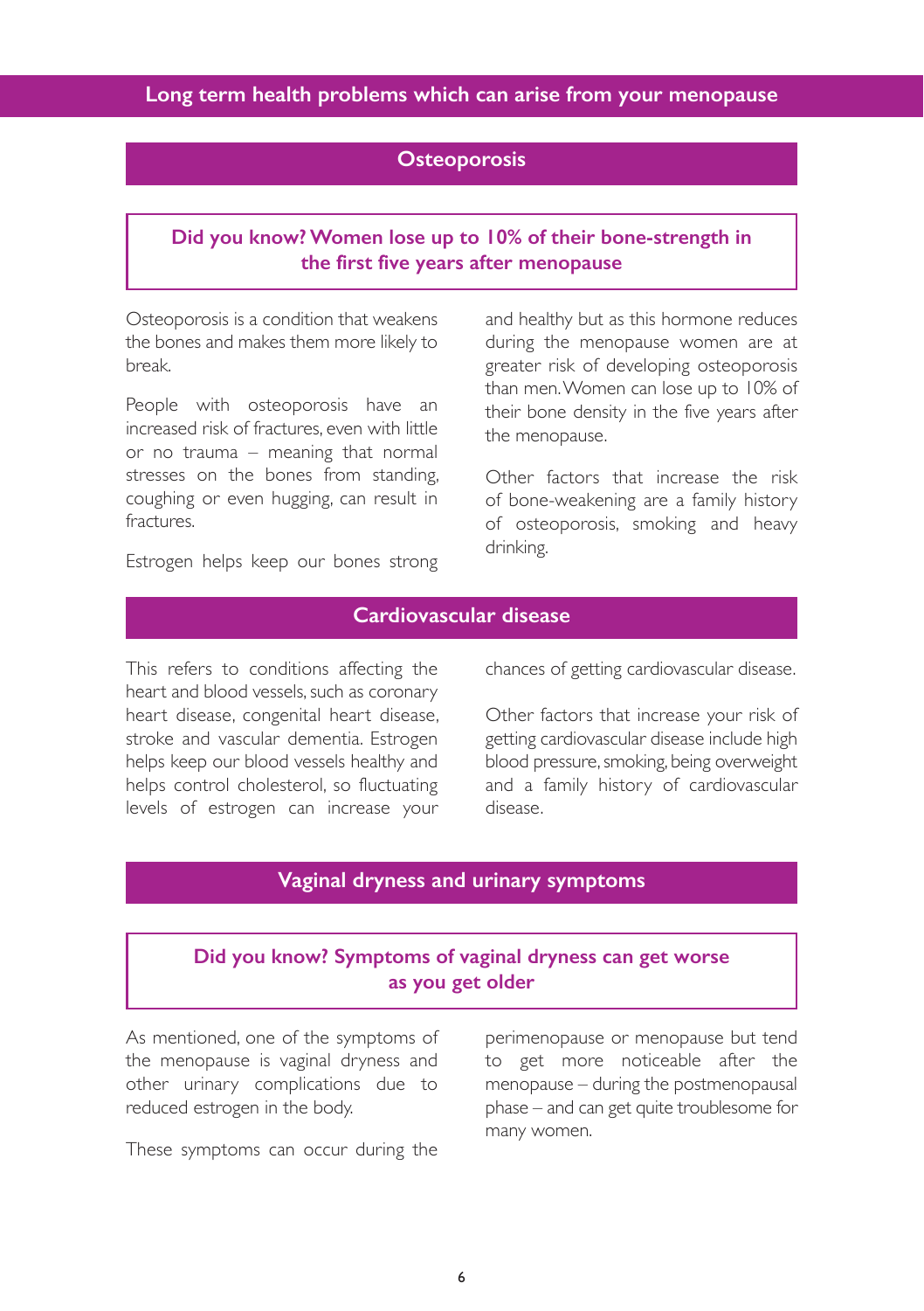# Long term health problems which can arise from your menopause

## Osteoporosis

**Did you know? Women lose up to 10% of their bone-strength in the first five years after menopause**

Osteoporosis is a condition that weakens the bones and makes them more likely to break.

People with osteoporosis have an increased risk of fractures, even with little or no trauma – meaning that normal stresses on the bones from standing, coughing or even hugging, can result in fractures.

Estrogen helps keep our bones strong and healthy but as this hormone reduces during the menopause women are at greater risk of developing osteoporosis than men. Women can lose up to 10% of their bone density in the five years after the menopause.

Other factors that increase the risk of bone-weakening are a family history of osteoporosis, smoking and heavy drinking.

## Cardiovascular disease

This refers to conditions affecting the heart and blood vessels, such as coronary heart disease, congenital heart disease, stroke and vascular dementia. Estrogen helps keep our blood vessels healthy and helps control cholesterol, so fluctuating levels of estrogen can increase your chances of getting cardiovascular disease.

Other factors that increase your risk of getting cardiovascular disease include high blood pressure, smoking, being overweight and a family history of cardiovascular disease.

## Vaginal dryness and urinary symptoms

**Did you know? Symptoms of vaginal dryness can get worse as you get older**

As mentioned, one of the symptoms of the menopause is vaginal dryness and other urinary complications due to reduced estrogen in the body.

These symptoms can occur during the perimenopause or menopause but tend to get more noticeable after the menopause – during the postmenopausal phase – and can get quite troublesome for many women.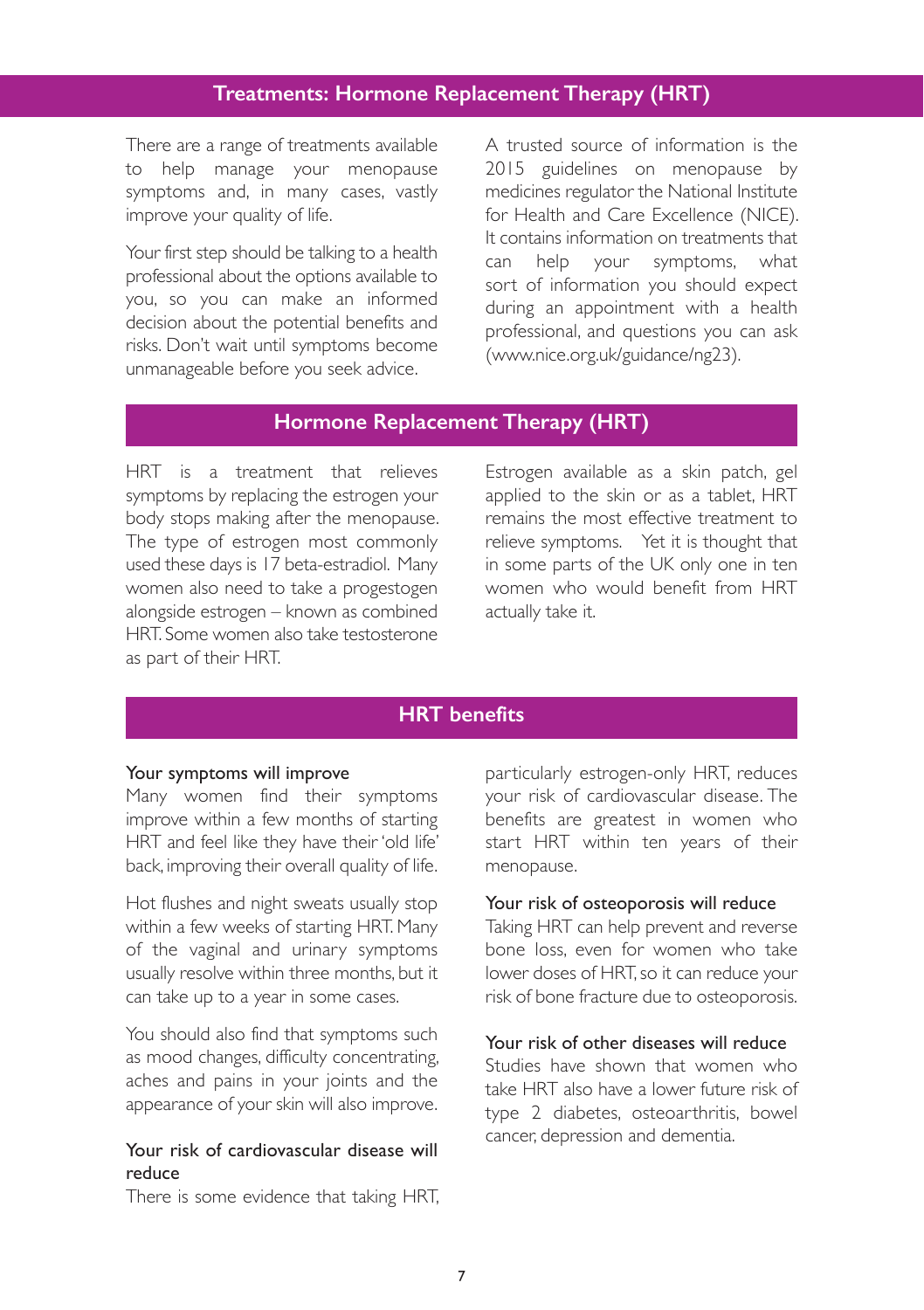## Treatments: Hormone Replacement Therapy (HRT)

There are a range of treatments available to help manage your menopause symptoms and, in many cases, vastly improve your quality of life.

Your first step should be talking to a health professional about the options available to you, so you can make an informed decision about the potential benefits and risks. Don't wait until symptoms become unmanageable before you seek advice.

A trusted source of information is the 2015 guidelines on menopause by medicines regulator the National Institute for Health and Care Excellence (NICE). It contains information on treatments that can help your symptoms, what sort of information you should expect during an appointment with a health professional, and questions you can ask (www.nice.org.uk/guidance/ng23).

## Hormone Replacement Therapy (HRT)

HRT is a treatment that relieves symptoms by replacing the estrogen your body stops making after the menopause. The type of estrogen most commonly used these days is 17 beta-estradiol. Many women also need to take a progestogen alongside estrogen – known as combined HRT. Some women also take testosterone as part of their HRT.

Estrogen available as a skin patch, gel applied to the skin or as a tablet, HRT remains the most effective treatment to relieve symptoms. Yet it is thought that in some parts of the UK only one in ten women who would benefit from HRT actually take it.

## HRT benefits

### Your symptoms will improve

Many women find their symptoms improve within a few months of starting HRT and feel like they have their 'old life' back, improving their overall quality of life.

Hot flushes and night sweats usually stop within a few weeks of starting HRT. Many of the vaginal and urinary symptoms usually resolve within three months, but it can take up to a year in some cases.

You should also find that symptoms such as mood changes, difficulty concentrating, aches and pains in your joints and the appearance of your skin will also improve.

### Your risk of cardiovascular disease will reduce

There is some evidence that taking HRT, particularly estrogen-only HRT, reduces your risk of cardiovascular disease. The benefits are greatest in women who start HRT within ten years of their menopause.

### Your risk of osteoporosis will reduce

Taking HRT can help prevent and reverse bone loss, even for women who take lower doses of HRT, so it can reduce your risk of bone fracture due to osteoporosis.

### Your risk of other diseases will reduce

Studies have shown that women who take HRT also have a lower future risk of type 2 diabetes, osteoarthritis, bowel cancer, depression and dementia.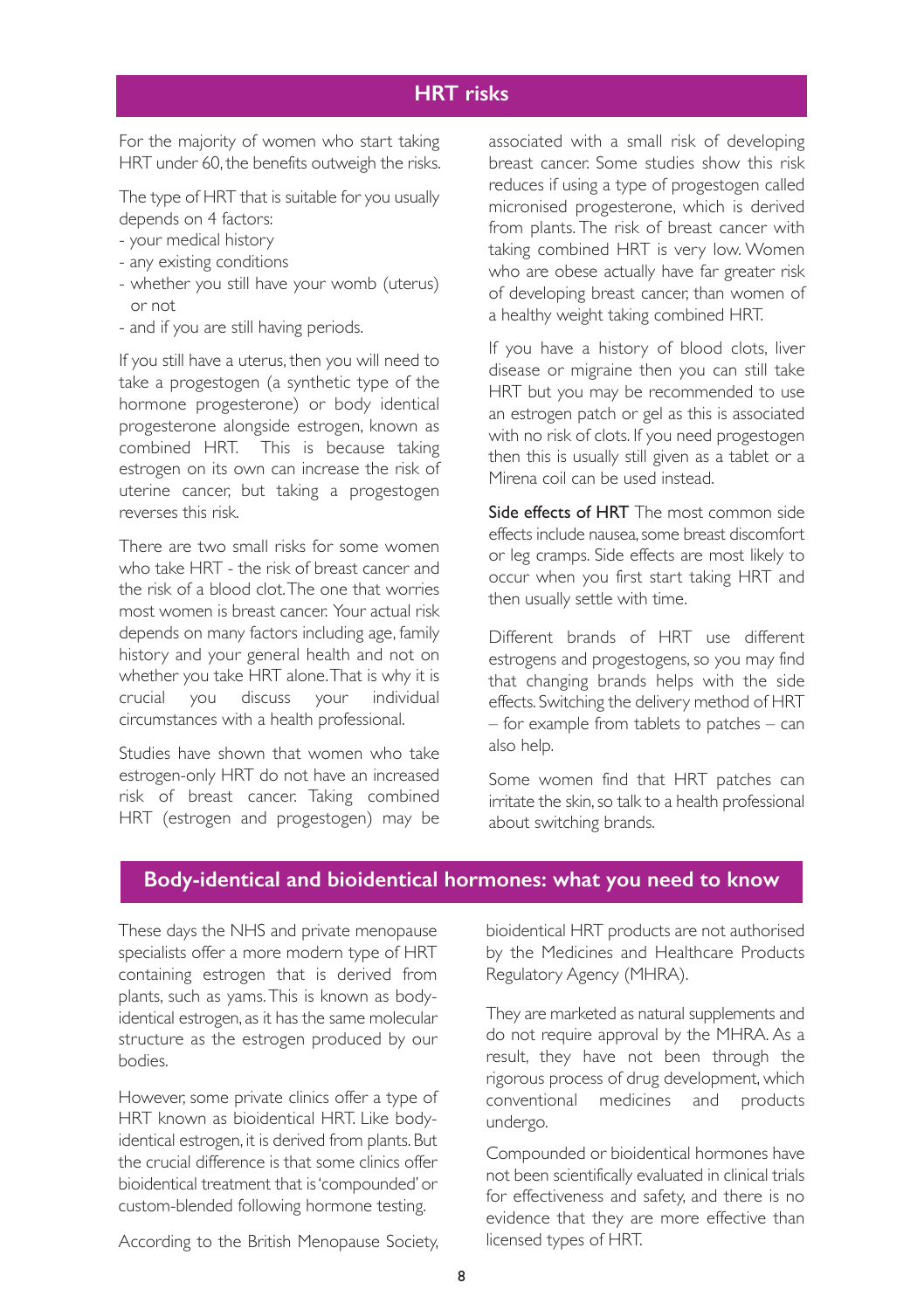## HRT risks

For the majority of women who start taking HRT under 60, the benefits outweigh the risks.

The type of HRT that is suitable for you usually depends on 4 factors:

- your medical history
- any existing conditions
- whether you still have your womb (uterus) or not
- and if you are still having periods.

If you still have a uterus, then you will need to take a progestogen (a synthetic type of the hormone progesterone) or body identical progesterone alongside estrogen, known as combined HRT. This is because taking estrogen on its own can increase the risk of uterine cancer, but taking a progestogen reverses this risk.

There are two small risks for some women who take HRT - the risk of breast cancer and the risk of a blood clot. The one that worries most women is breast cancer. Your actual risk depends on many factors including age, family history and your general health and not on whether you take HRT alone. That is why it is crucial you discuss your individual circumstances with a health professional.

Studies have shown that women who take estrogen-only HRT do not have an increased risk of breast cancer. Taking combined HRT (estrogen and progestogen) may be associated with a small risk of developing breast cancer. Some studies show this risk reduces if using a type of progestogen called micronised progesterone, which is derived from plants. The risk of breast cancer with taking combined HRT is very low. Women who are obese actually have far greater risk of developing breast cancer, than women of a healthy weight taking combined HRT.

If you have a history of blood clots, liver disease or migraine then you can still take HRT but you may be recommended to use an estrogen patch or gel as this is associated with no risk of clots. If you need progestogen then this is usually still given as a tablet or a Mirena coil can be used instead.

**Side effects of HRT** The most common side effects include nausea, some breast discomfort or leg cramps. Side effects are most likely to occur when you first start taking HRT and then usually settle with time.

Different brands of HRT use different estrogens and progestogens, so you may find that changing brands helps with the side effects. Switching the delivery method of HRT – for example from tablets to patches – can also help.

Some women find that HRT patches can irritate the skin, so talk to a health professional about switching brands.

## Body-identical and bioidentical hormones: what you need to know

These days the NHS and private menopause specialists offer a more modern type of HRT containing estrogen that is derived from plants, such as yams. This is known as body-identical estrogen, as it has the same molecular structure as the estrogen produced by our bodies.

However, some private clinics offer a type of HRT known as bioidentical HRT. Like body-identical estrogen, it is derived from plants. But the crucial difference is that some clinics offer bioidentical treatment that is 'compounded' or custom-blended following hormone testing.

According to the British Menopause Society, bioidentical HRT products are not authorised by the Medicines and Healthcare Products Regulatory Agency (MHRA).

They are marketed as natural supplements and do not require approval by the MHRA. As a result, they have not been through the rigorous process of drug development, which conventional medicines and products undergo.

Compounded or bioidentical hormones have not been scientifically evaluated in clinical trials for effectiveness and safety, and there is no evidence that they are more effective than licensed types of HRT.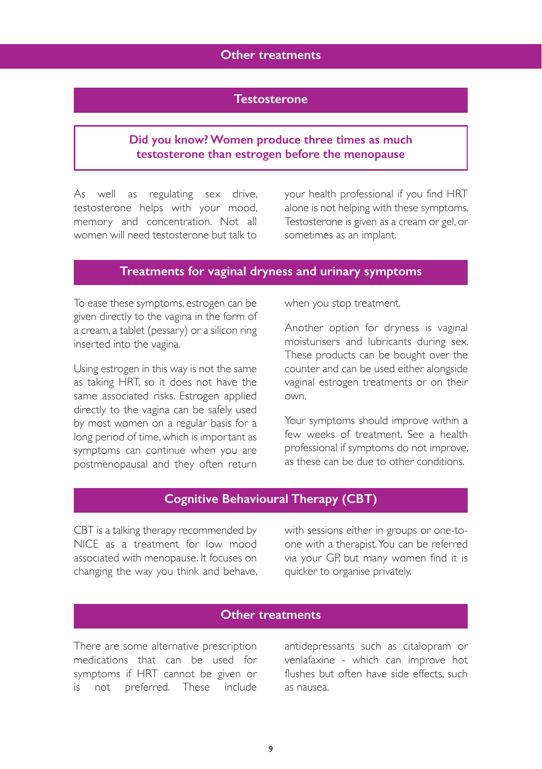# Other treatments

## Testosterone

**Did you know? Women produce three times as much testosterone than estrogen before the menopause**

As well as regulating sex drive, testosterone helps with your mood, memory and concentration. Not all women will need testosterone but talk to your health professional if you find HRT alone is not helping with these symptoms. Testosterone is given as a cream or gel, or sometimes as an implant.

## Treatments for vaginal dryness and urinary symptoms

To ease these symptoms, estrogen can be given directly to the vagina in the form of a cream, a tablet (pessary) or a silicon ring inserted into the vagina.

Using estrogen in this way is not the same as taking HRT, so it does not have the same associated risks. Estrogen applied directly to the vagina can be safely used by most women on a regular basis for a long period of time, which is important as symptoms can continue when you are postmenopausal and they often return when you stop treatment.

Another option for dryness is vaginal moisturisers and lubricants during sex. These products can be bought over the counter and can be used either alongside vaginal estrogen treatments or on their own.

Your symptoms should improve within a few weeks of treatment. See a health professional if symptoms do not improve, as these can be due to other conditions.

## Cognitive Behavioural Therapy (CBT)

CBT is a talking therapy recommended by NICE as a treatment for low mood associated with menopause. It focuses on changing the way you think and behave, with sessions either in groups or one-to-one with a therapist. You can be referred via your GP, but many women find it is quicker to organise privately.

## Other treatments

There are some alternative prescription medications that can be used for symptoms if HRT cannot be given or is not preferred. These include antidepressants such as citalopram or venlafaxine - which can improve hot flushes but often have side effects, such as nausea.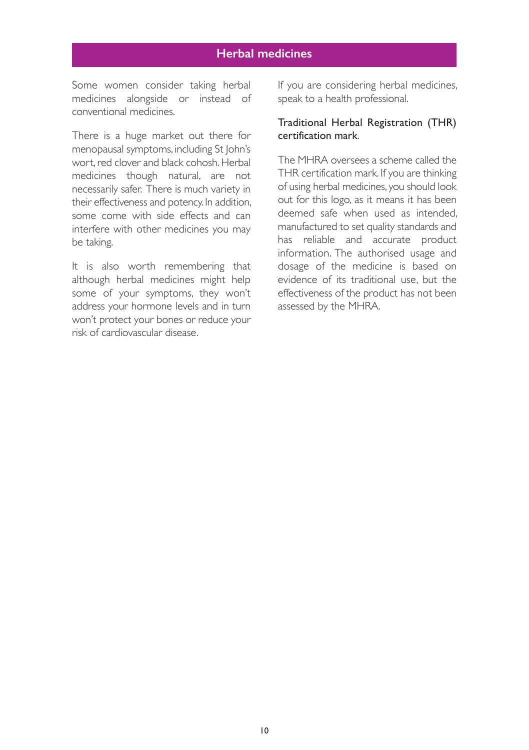## Herbal medicines

Some women consider taking herbal medicines alongside or instead of conventional medicines.

There is a huge market out there for menopausal symptoms, including St John's wort, red clover and black cohosh. Herbal medicines though natural, are not necessarily safer. There is much variety in their effectiveness and potency. In addition, some come with side effects and can interfere with other medicines you may be taking.

It is also worth remembering that although herbal medicines might help some of your symptoms, they won't address your hormone levels and in turn won't protect your bones or reduce your risk of cardiovascular disease.

If you are considering herbal medicines, speak to a health professional.

### Traditional Herbal Registration (THR) certification mark.

The MHRA oversees a scheme called the THR certification mark. If you are thinking of using herbal medicines, you should look out for this logo, as it means it has been deemed safe when used as intended, manufactured to set quality standards and has reliable and accurate product information. The authorised usage and dosage of the medicine is based on evidence of its traditional use, but the effectiveness of the product has not been assessed by the MHRA.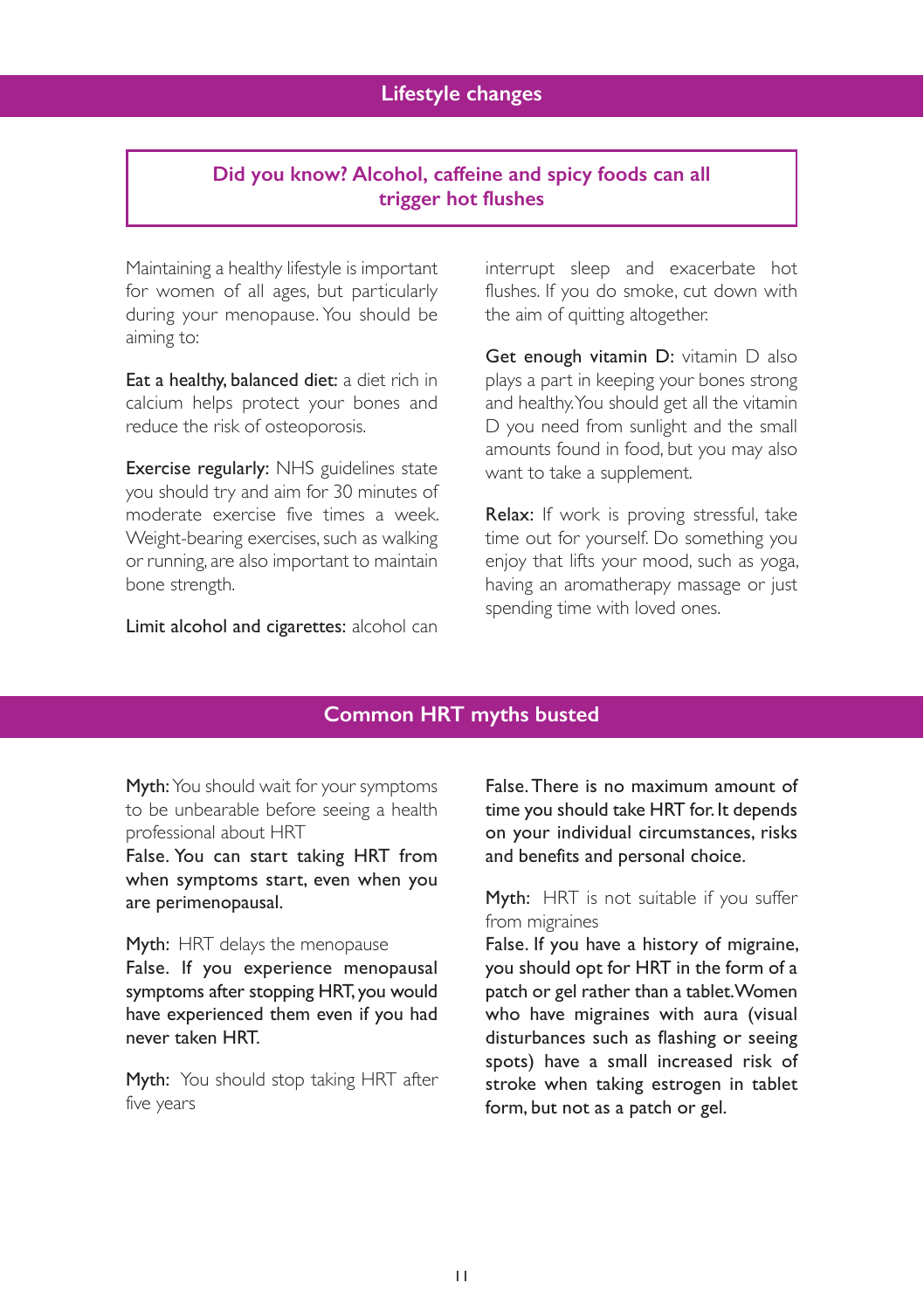## Lifestyle changes

**Did you know? Alcohol, caffeine and spicy foods can all trigger hot flushes**

Maintaining a healthy lifestyle is important for women of all ages, but particularly during your menopause. You should be aiming to:

**Eat a healthy, balanced diet:** a diet rich in calcium helps protect your bones and reduce the risk of osteoporosis.

**Exercise regularly:** NHS guidelines state you should try and aim for 30 minutes of moderate exercise five times a week. Weight-bearing exercises, such as walking or running, are also important to maintain bone strength.

**Limit alcohol and cigarettes:** alcohol can interrupt sleep and exacerbate hot flushes. If you do smoke, cut down with the aim of quitting altogether.

**Get enough vitamin D:** vitamin D also plays a part in keeping your bones strong and healthy. You should get all the vitamin D you need from sunlight and the small amounts found in food, but you may also want to take a supplement.

**Relax:** If work is proving stressful, take time out for yourself. Do something you enjoy that lifts your mood, such as yoga, having an aromatherapy massage or just spending time with loved ones.

## Common HRT myths busted

**Myth:** You should wait for your symptoms to be unbearable before seeing a health professional about HRT
**False. You can start taking HRT from when symptoms start, even when you are perimenopausal.**

**Myth:** HRT delays the menopause
**False. If you experience menopausal symptoms after stopping HRT, you would have experienced them even if you had never taken HRT.**

**Myth:** You should stop taking HRT after five years
**False. There is no maximum amount of time you should take HRT for. It depends on your individual circumstances, risks and benefits and personal choice.**

**Myth:** HRT is not suitable if you suffer from migraines
**False. If you have a history of migraine, you should opt for HRT in the form of a patch or gel rather than a tablet. Women who have migraines with aura (visual disturbances such as flashing or seeing spots) have a small increased risk of stroke when taking estrogen in tablet form, but not as a patch or gel.**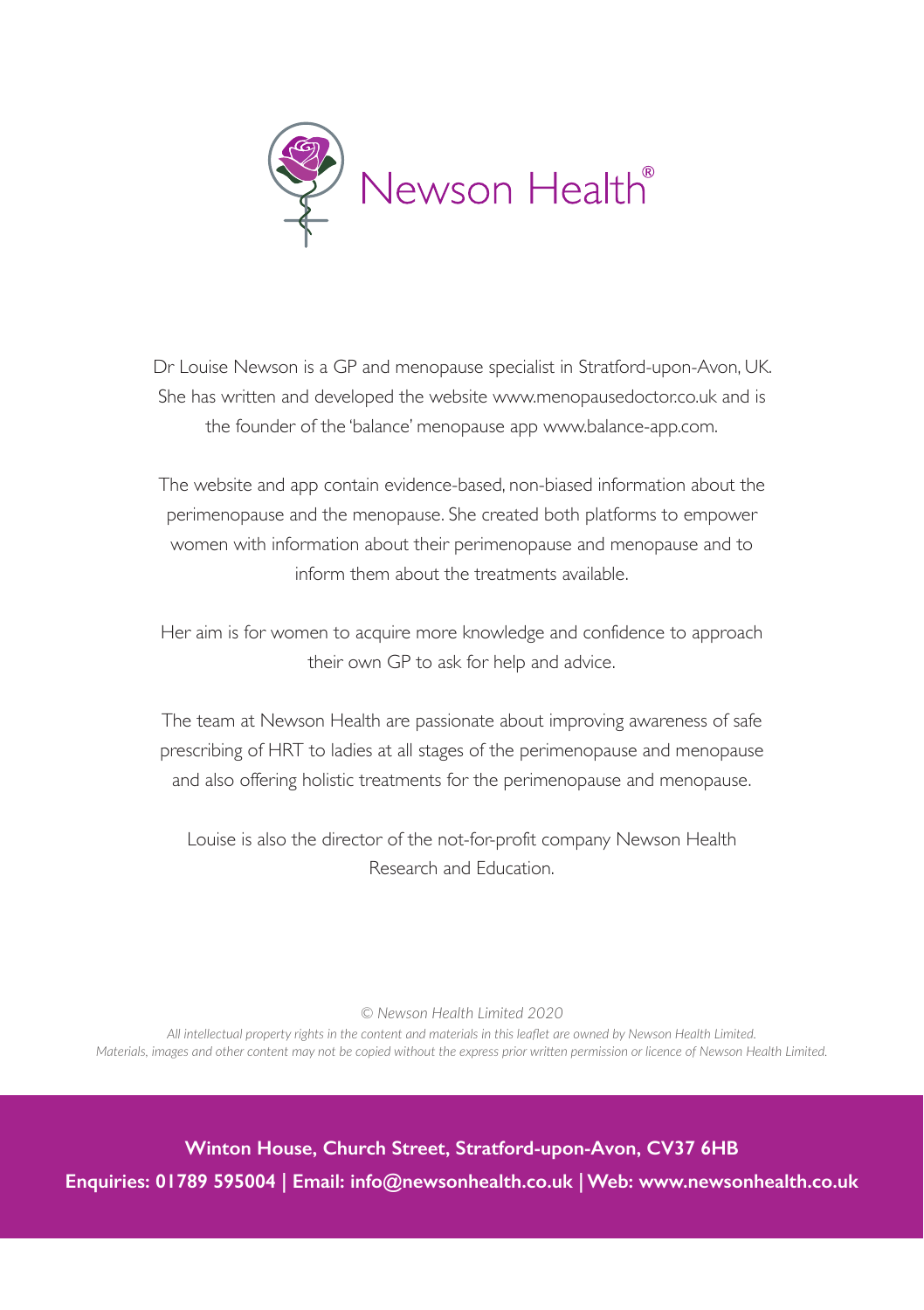Newson Health®

Dr Louise Newson is a GP and menopause specialist in Stratford-upon-Avon, UK. She has written and developed the website www.menopausedoctor.co.uk and is the founder of the 'balance' menopause app www.balance-app.com.

The website and app contain evidence-based, non-biased information about the perimenopause and the menopause. She created both platforms to empower women with information about their perimenopause and menopause and to inform them about the treatments available.

Her aim is for women to acquire more knowledge and confidence to approach their own GP to ask for help and advice.

The team at Newson Health are passionate about improving awareness of safe prescribing of HRT to ladies at all stages of the perimenopause and menopause and also offering holistic treatments for the perimenopause and menopause.

Louise is also the director of the not-for-profit company Newson Health Research and Education.

*© Newson Health Limited 2020*

*All intellectual property rights in the content and materials in this leaflet are owned by Newson Health Limited. Materials, images and other content may not be copied without the express prior written permission or licence of Newson Health Limited.*

**Winton House, Church Street, Stratford-upon-Avon, CV37 6HB**

**Enquiries: 01789 595004 | Email: info@newsonhealth.co.uk | Web: www.newsonhealth.co.uk**